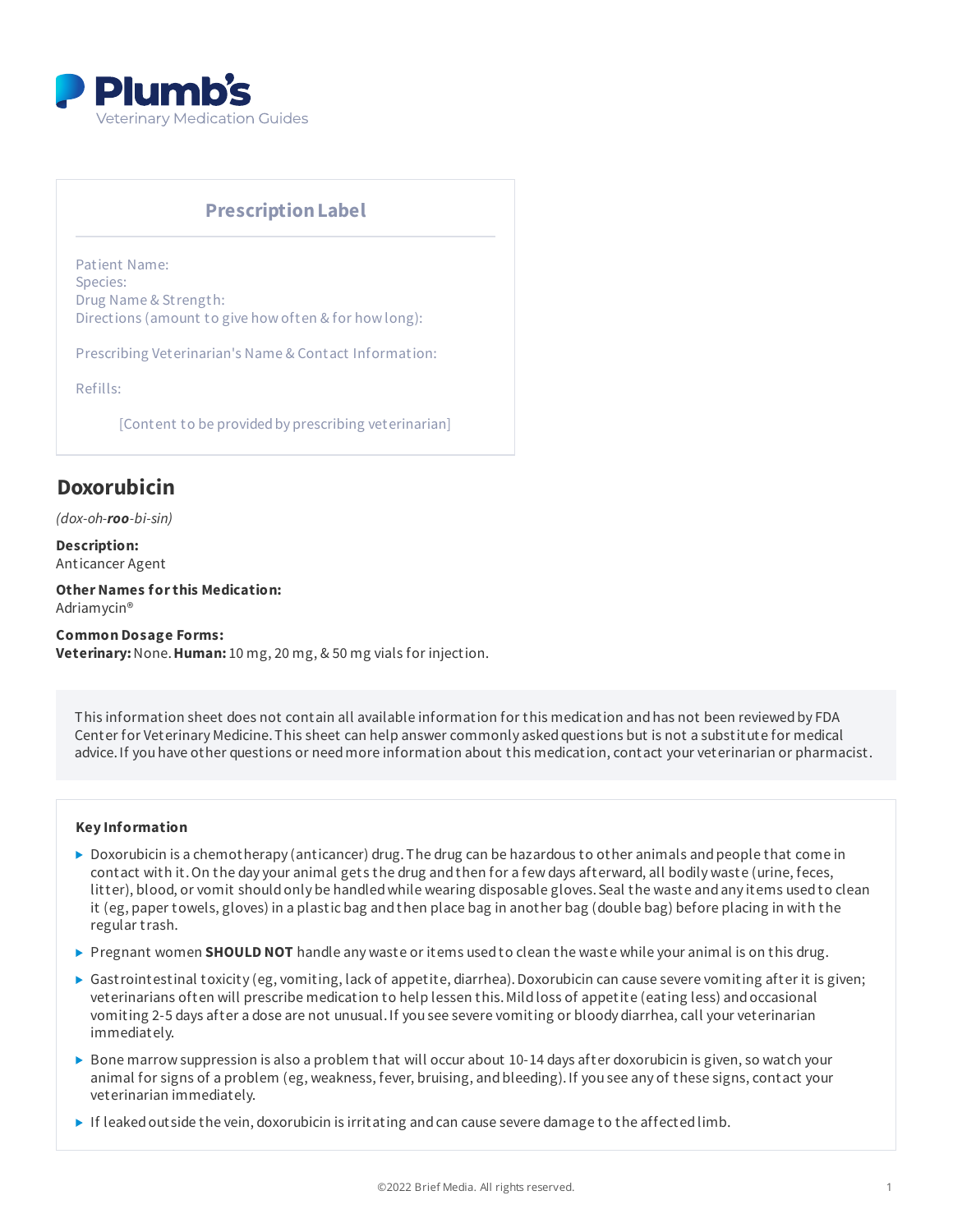Plumb's
Veterinary Medication Guides

## Prescription Label

Patient Name:
Species:
Drug Name & Strength:
Directions (amount to give how often & for how long):

Prescribing Veterinarian's Name & Contact Information:

Refills:

[Content to be provided by prescribing veterinarian]

# Doxorubicin

*(dox-oh-**roo**-bi-sin)*

**Description:**
Anticancer Agent

**Other Names for this Medication:**
Adriamycin®

**Common Dosage Forms:**
**Veterinary:** None. **Human:** 10 mg, 20 mg, & 50 mg vials for injection.

This information sheet does not contain all available information for this medication and has not been reviewed by FDA Center for Veterinary Medicine. This sheet can help answer commonly asked questions but is not a substitute for medical advice. If you have other questions or need more information about this medication, contact your veterinarian or pharmacist.

### Key Information

- Doxorubicin is a chemotherapy (anticancer) drug. The drug can be hazardous to other animals and people that come in contact with it. On the day your animal gets the drug and then for a few days afterward, all bodily waste (urine, feces, litter), blood, or vomit should only be handled while wearing disposable gloves. Seal the waste and any items used to clean it (eg, paper towels, gloves) in a plastic bag and then place bag in another bag (double bag) before placing in with the regular trash.
- Pregnant women **SHOULD NOT** handle any waste or items used to clean the waste while your animal is on this drug.
- Gastrointestinal toxicity (eg, vomiting, lack of appetite, diarrhea). Doxorubicin can cause severe vomiting after it is given; veterinarians often will prescribe medication to help lessen this. Mild loss of appetite (eating less) and occasional vomiting 2-5 days after a dose are not unusual. If you see severe vomiting or bloody diarrhea, call your veterinarian immediately.
- Bone marrow suppression is also a problem that will occur about 10-14 days after doxorubicin is given, so watch your animal for signs of a problem (eg, weakness, fever, bruising, and bleeding). If you see any of these signs, contact your veterinarian immediately.
- If leaked outside the vein, doxorubicin is irritating and can cause severe damage to the affected limb.

©2022 Brief Media. All rights reserved.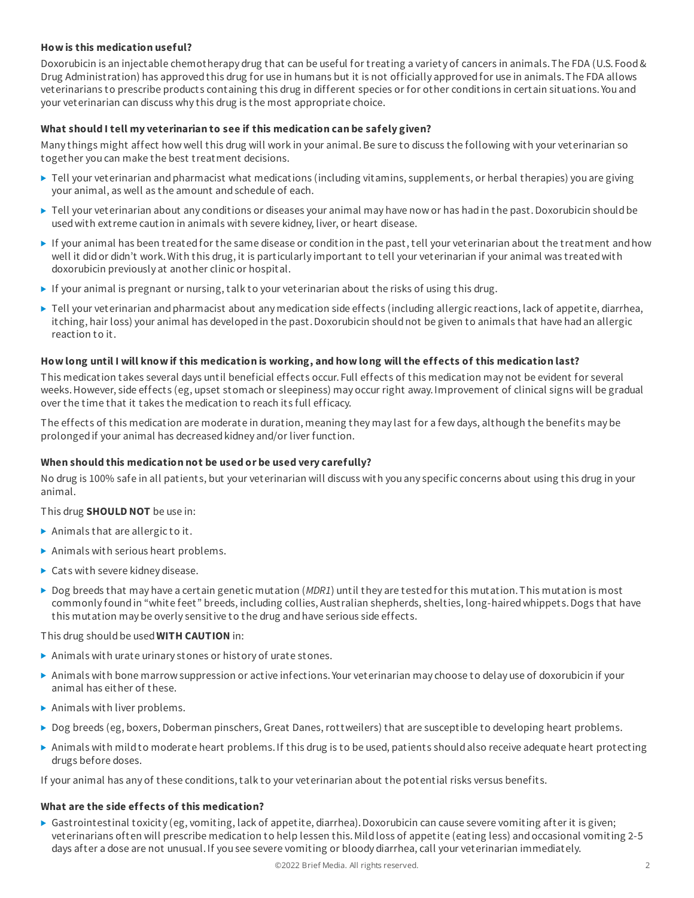### How is this medication useful?

Doxorubicin is an injectable chemotherapy drug that can be useful for treating a variety of cancers in animals. The FDA (U.S. Food & Drug Administration) has approved this drug for use in humans but it is not officially approved for use in animals. The FDA allows veterinarians to prescribe products containing this drug in different species or for other conditions in certain situations. You and your veterinarian can discuss why this drug is the most appropriate choice.

### What should I tell my veterinarian to see if this medication can be safely given?

Many things might affect how well this drug will work in your animal. Be sure to discuss the following with your veterinarian so together you can make the best treatment decisions.

- Tell your veterinarian and pharmacist what medications (including vitamins, supplements, or herbal therapies) you are giving your animal, as well as the amount and schedule of each.
- Tell your veterinarian about any conditions or diseases your animal may have now or has had in the past. Doxorubicin should be used with extreme caution in animals with severe kidney, liver, or heart disease.
- If your animal has been treated for the same disease or condition in the past, tell your veterinarian about the treatment and how well it did or didn't work. With this drug, it is particularly important to tell your veterinarian if your animal was treated with doxorubicin previously at another clinic or hospital.
- If your animal is pregnant or nursing, talk to your veterinarian about the risks of using this drug.
- Tell your veterinarian and pharmacist about any medication side effects (including allergic reactions, lack of appetite, diarrhea, itching, hair loss) your animal has developed in the past. Doxorubicin should not be given to animals that have had an allergic reaction to it.

### How long until I will know if this medication is working, and how long will the effects of this medication last?

This medication takes several days until beneficial effects occur. Full effects of this medication may not be evident for several weeks. However, side effects (eg, upset stomach or sleepiness) may occur right away. Improvement of clinical signs will be gradual over the time that it takes the medication to reach its full efficacy.

The effects of this medication are moderate in duration, meaning they may last for a few days, although the benefits may be prolonged if your animal has decreased kidney and/or liver function.

### When should this medication not be used or be used very carefully?

No drug is 100% safe in all patients, but your veterinarian will discuss with you any specific concerns about using this drug in your animal.

This drug **SHOULD NOT** be use in:

- Animals that are allergic to it.
- Animals with serious heart problems.
- Cats with severe kidney disease.
- Dog breeds that may have a certain genetic mutation (*MDR1*) until they are tested for this mutation. This mutation is most commonly found in "white feet" breeds, including collies, Australian shepherds, shelties, long-haired whippets. Dogs that have this mutation may be overly sensitive to the drug and have serious side effects.

This drug should be used **WITH CAUTION** in:

- Animals with urate urinary stones or history of urate stones.
- Animals with bone marrow suppression or active infections. Your veterinarian may choose to delay use of doxorubicin if your animal has either of these.
- Animals with liver problems.
- Dog breeds (eg, boxers, Doberman pinschers, Great Danes, rottweilers) that are susceptible to developing heart problems.
- Animals with mild to moderate heart problems. If this drug is to be used, patients should also receive adequate heart protecting drugs before doses.

If your animal has any of these conditions, talk to your veterinarian about the potential risks versus benefits.

### What are the side effects of this medication?

- Gastrointestinal toxicity (eg, vomiting, lack of appetite, diarrhea). Doxorubicin can cause severe vomiting after it is given; veterinarians often will prescribe medication to help lessen this. Mild loss of appetite (eating less) and occasional vomiting 2-5 days after a dose are not unusual. If you see severe vomiting or bloody diarrhea, call your veterinarian immediately.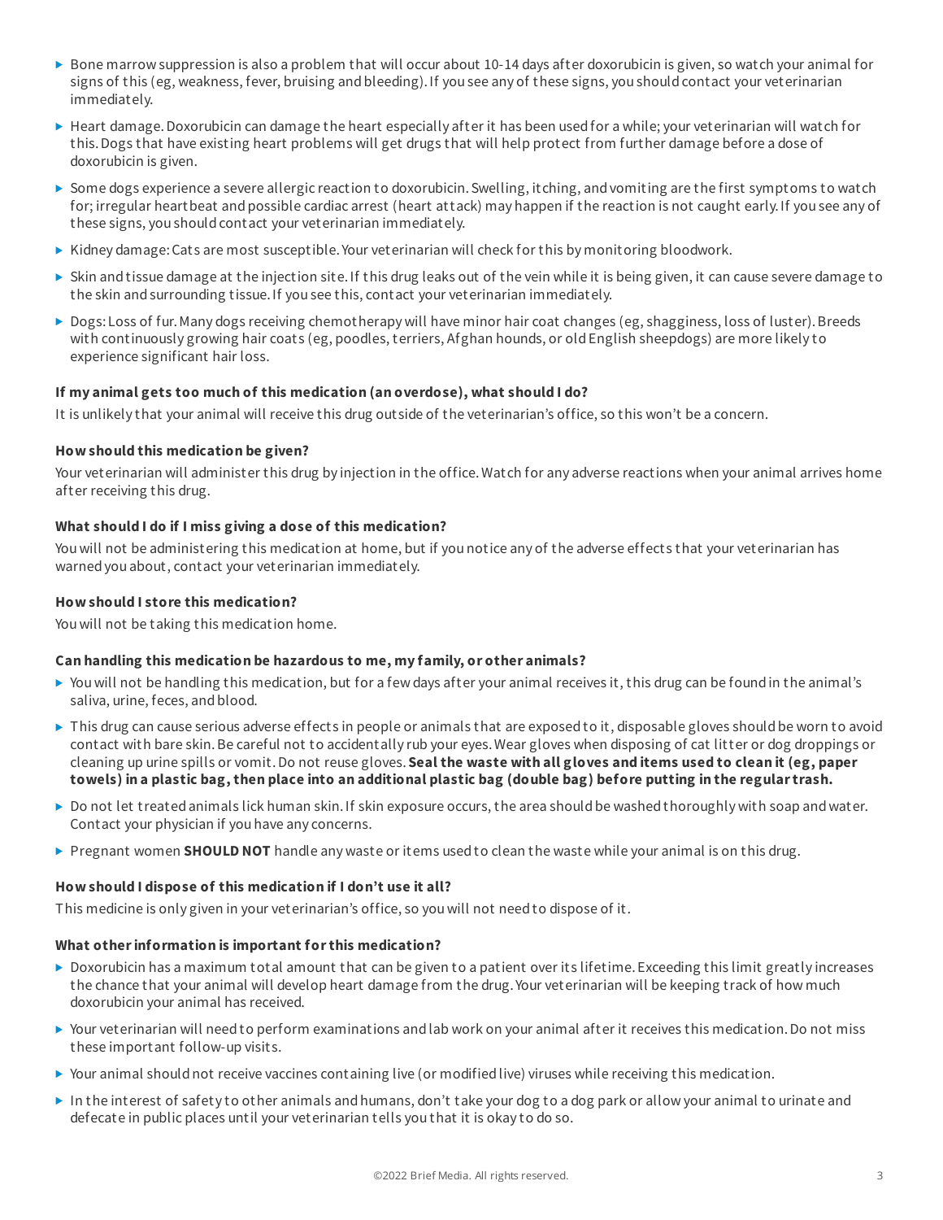- Bone marrow suppression is also a problem that will occur about 10-14 days after doxorubicin is given, so watch your animal for signs of this (eg, weakness, fever, bruising and bleeding). If you see any of these signs, you should contact your veterinarian immediately.
- Heart damage. Doxorubicin can damage the heart especially after it has been used for a while; your veterinarian will watch for this. Dogs that have existing heart problems will get drugs that will help protect from further damage before a dose of doxorubicin is given.
- Some dogs experience a severe allergic reaction to doxorubicin. Swelling, itching, and vomiting are the first symptoms to watch for; irregular heartbeat and possible cardiac arrest (heart attack) may happen if the reaction is not caught early. If you see any of these signs, you should contact your veterinarian immediately.
- Kidney damage: Cats are most susceptible. Your veterinarian will check for this by monitoring bloodwork.
- Skin and tissue damage at the injection site. If this drug leaks out of the vein while it is being given, it can cause severe damage to the skin and surrounding tissue. If you see this, contact your veterinarian immediately.
- Dogs: Loss of fur. Many dogs receiving chemotherapy will have minor hair coat changes (eg, shagginess, loss of luster). Breeds with continuously growing hair coats (eg, poodles, terriers, Afghan hounds, or old English sheepdogs) are more likely to experience significant hair loss.

### If my animal gets too much of this medication (an overdose), what should I do?

It is unlikely that your animal will receive this drug outside of the veterinarian's office, so this won't be a concern.

### How should this medication be given?

Your veterinarian will administer this drug by injection in the office. Watch for any adverse reactions when your animal arrives home after receiving this drug.

### What should I do if I miss giving a dose of this medication?

You will not be administering this medication at home, but if you notice any of the adverse effects that your veterinarian has warned you about, contact your veterinarian immediately.

### How should I store this medication?

You will not be taking this medication home.

### Can handling this medication be hazardous to me, my family, or other animals?

- You will not be handling this medication, but for a few days after your animal receives it, this drug can be found in the animal's saliva, urine, feces, and blood.
- This drug can cause serious adverse effects in people or animals that are exposed to it, disposable gloves should be worn to avoid contact with bare skin. Be careful not to accidentally rub your eyes. Wear gloves when disposing of cat litter or dog droppings or cleaning up urine spills or vomit. Do not reuse gloves. **Seal the waste with all gloves and items used to clean it (eg, paper towels) in a plastic bag, then place into an additional plastic bag (double bag) before putting in the regular trash.**
- Do not let treated animals lick human skin. If skin exposure occurs, the area should be washed thoroughly with soap and water. Contact your physician if you have any concerns.
- Pregnant women **SHOULD NOT** handle any waste or items used to clean the waste while your animal is on this drug.

### How should I dispose of this medication if I don't use it all?

This medicine is only given in your veterinarian's office, so you will not need to dispose of it.

### What other information is important for this medication?

- Doxorubicin has a maximum total amount that can be given to a patient over its lifetime. Exceeding this limit greatly increases the chance that your animal will develop heart damage from the drug. Your veterinarian will be keeping track of how much doxorubicin your animal has received.
- Your veterinarian will need to perform examinations and lab work on your animal after it receives this medication. Do not miss these important follow-up visits.
- Your animal should not receive vaccines containing live (or modified live) viruses while receiving this medication.
- In the interest of safety to other animals and humans, don't take your dog to a dog park or allow your animal to urinate and defecate in public places until your veterinarian tells you that it is okay to do so.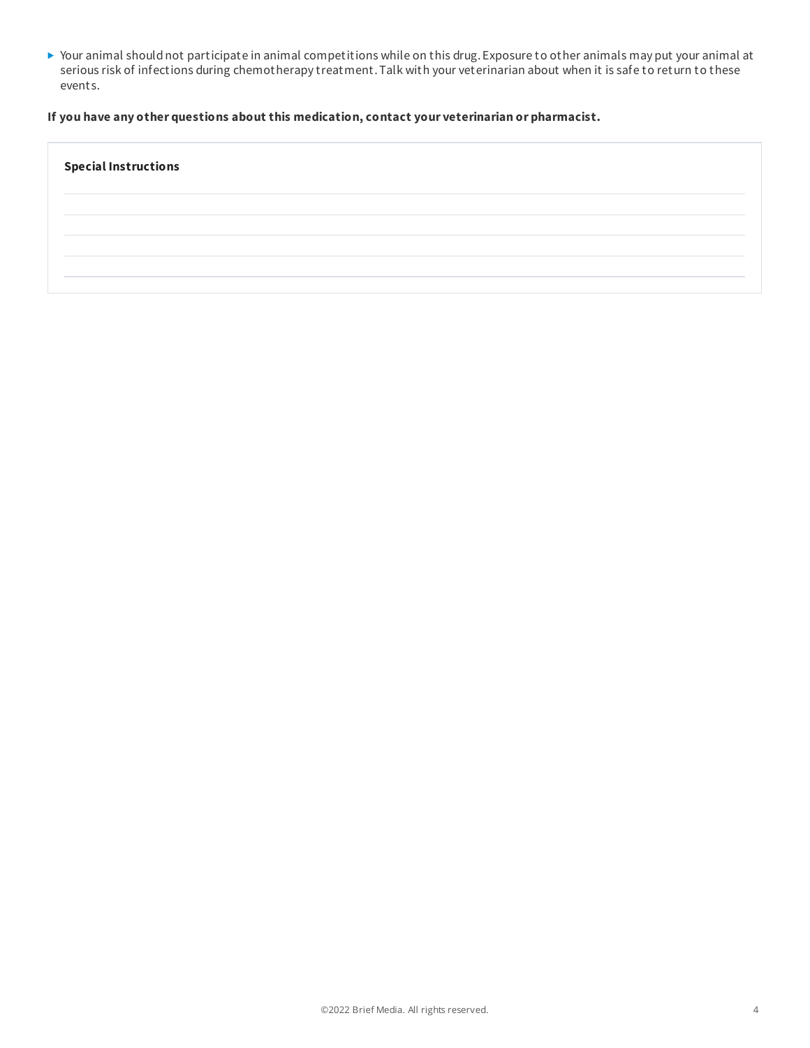- Your animal should not participate in animal competitions while on this drug. Exposure to other animals may put your animal at serious risk of infections during chemotherapy treatment. Talk with your veterinarian about when it is safe to return to these events.

**If you have any other questions about this medication, contact your veterinarian or pharmacist.**

**Special Instructions**

______________________________________________________________________

______________________________________________________________________

______________________________________________________________________

______________________________________________________________________

©2022 Brief Media. All rights reserved.